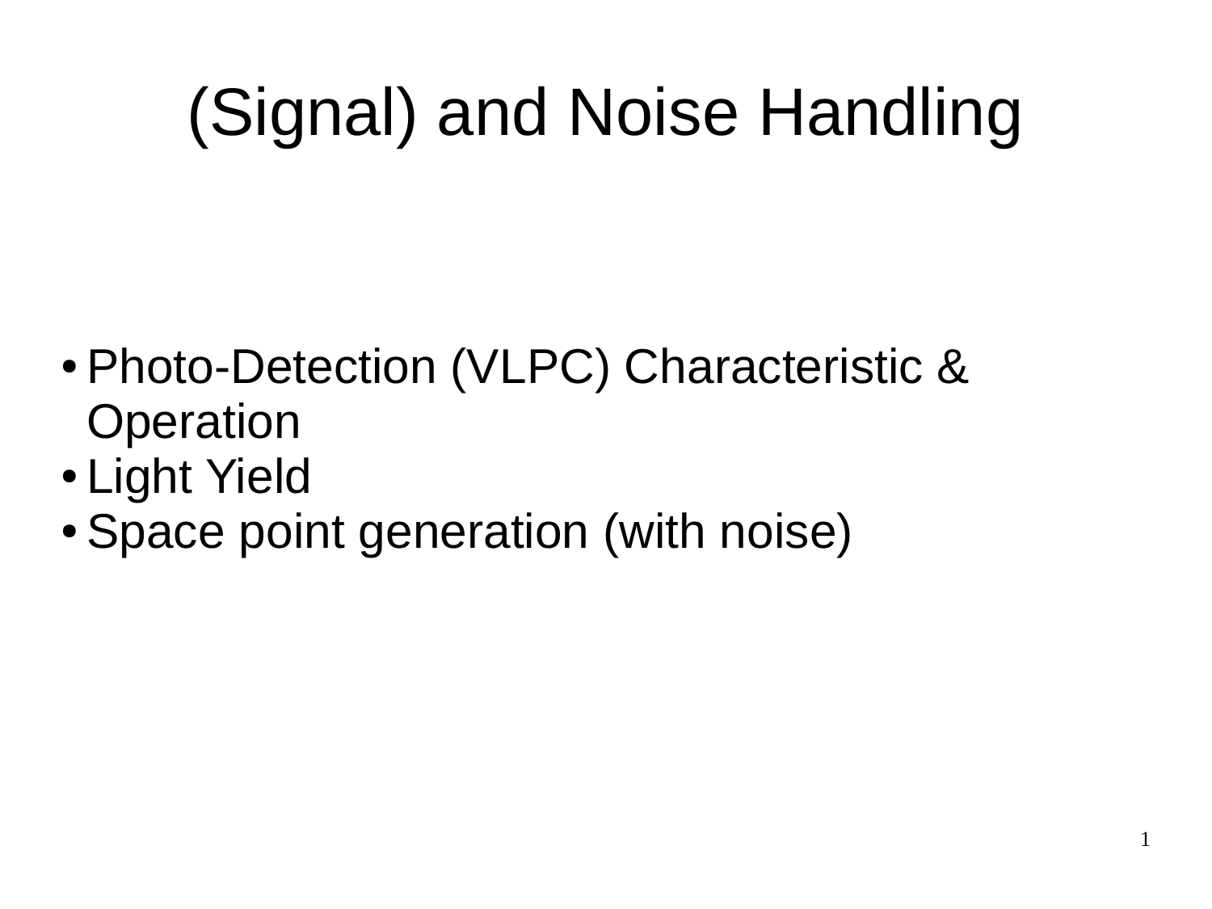# (Signal) and Noise Handling

- Photo-Detection (VLPC) Characteristic & Operation
- Light Yield
- Space point generation (with noise)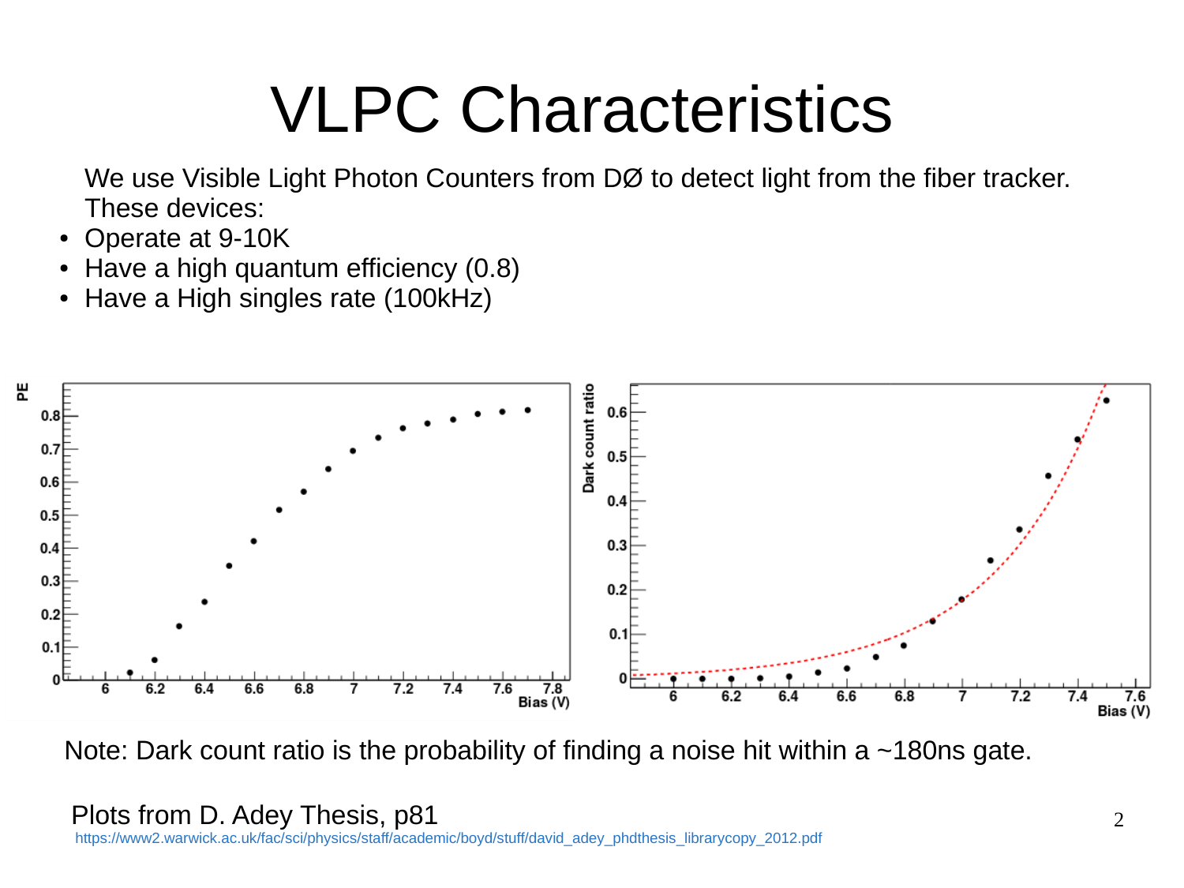# VLPC Characteristics

We use Visible Light Photon Counters from DØ to detect light from the fiber tracker. These devices:

- Operate at 9-10K
- Have a high quantum efficiency (0.8)
- Have a High singles rate (100kHz)

Note: Dark count ratio is the probability of finding a noise hit within a ~180ns gate.

Plots from D. Adey Thesis, p81
https://www2.warwick.ac.uk/fac/sci/physics/staff/academic/boyd/stuff/david_adey_phdthesis_librarycopy_2012.pdf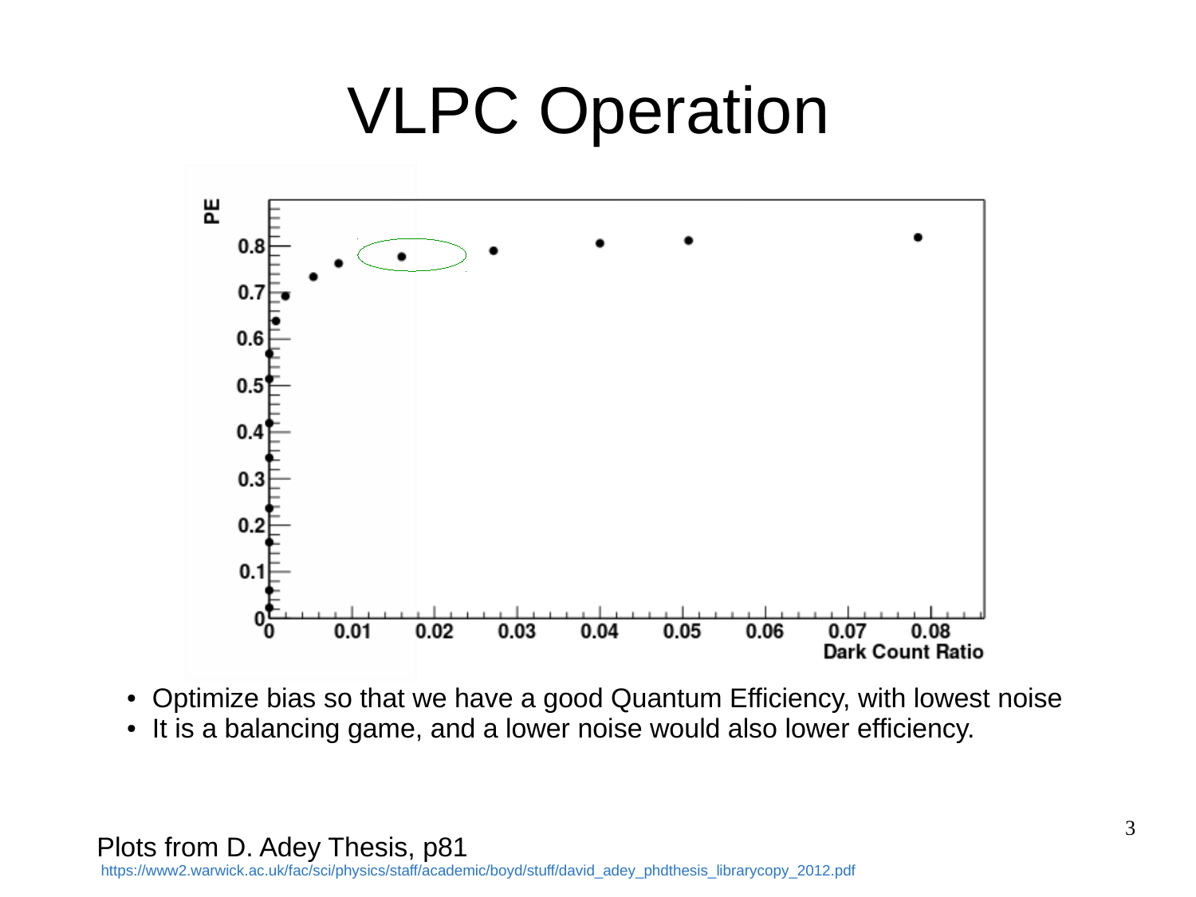# VLPC Operation

- Optimize bias so that we have a good Quantum Efficiency, with lowest noise
- It is a balancing game, and a lower noise would also lower efficiency.

Plots from D. Adey Thesis, p81
https://www2.warwick.ac.uk/fac/sci/physics/staff/academic/boyd/stuff/david_adey_phdthesis_librarycopy_2012.pdf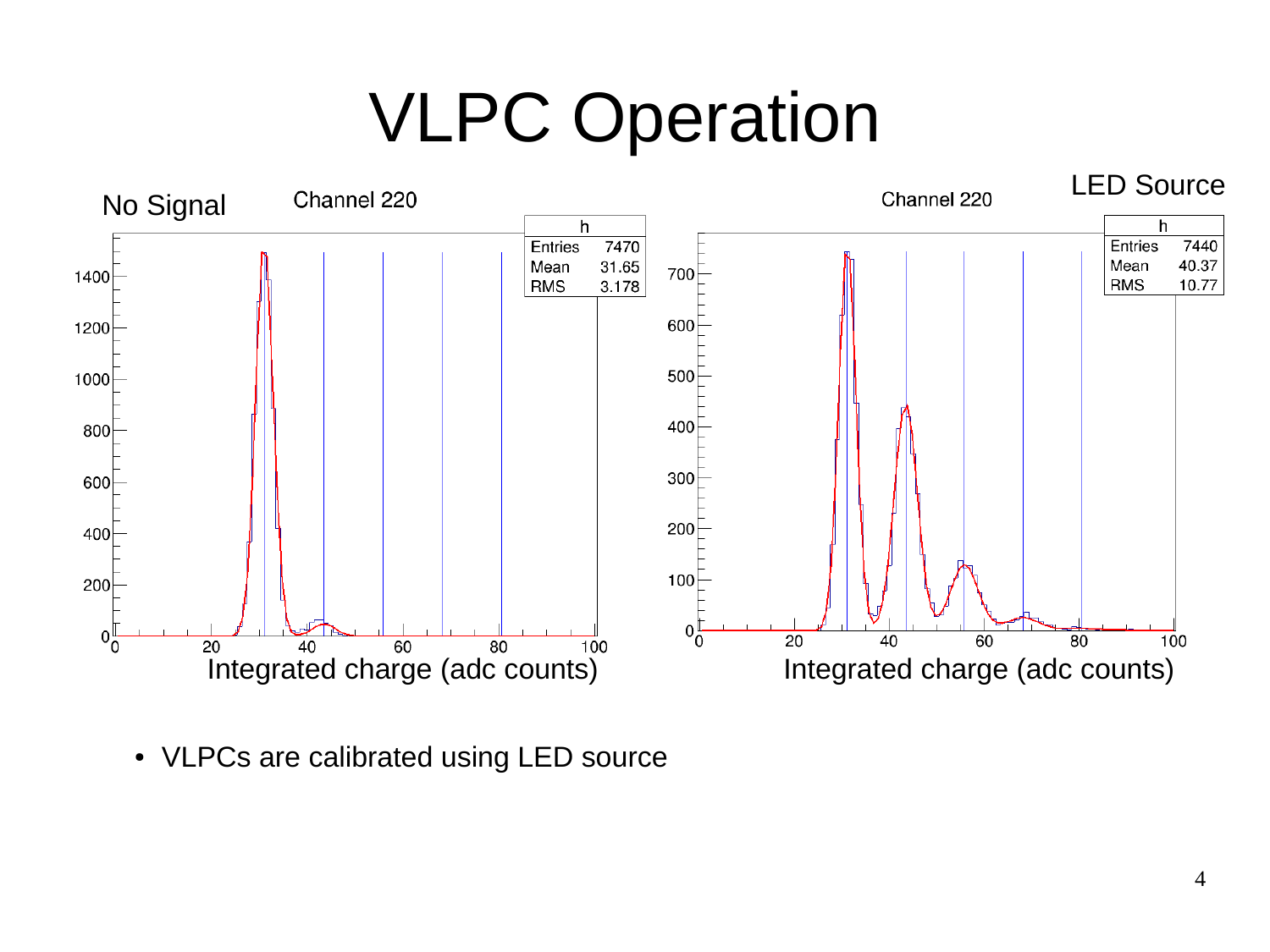# VLPC Operation

No Signal

Channel 220

| h | |
|---|---|
| Entries | 7470 |
| Mean | 31.65 |
| RMS | 3.178 |

Integrated charge (adc counts)

LED Source

Channel 220

| h | |
|---|---|
| Entries | 7440 |
| Mean | 40.37 |
| RMS | 10.77 |

Integrated charge (adc counts)

- VLPCs are calibrated using LED source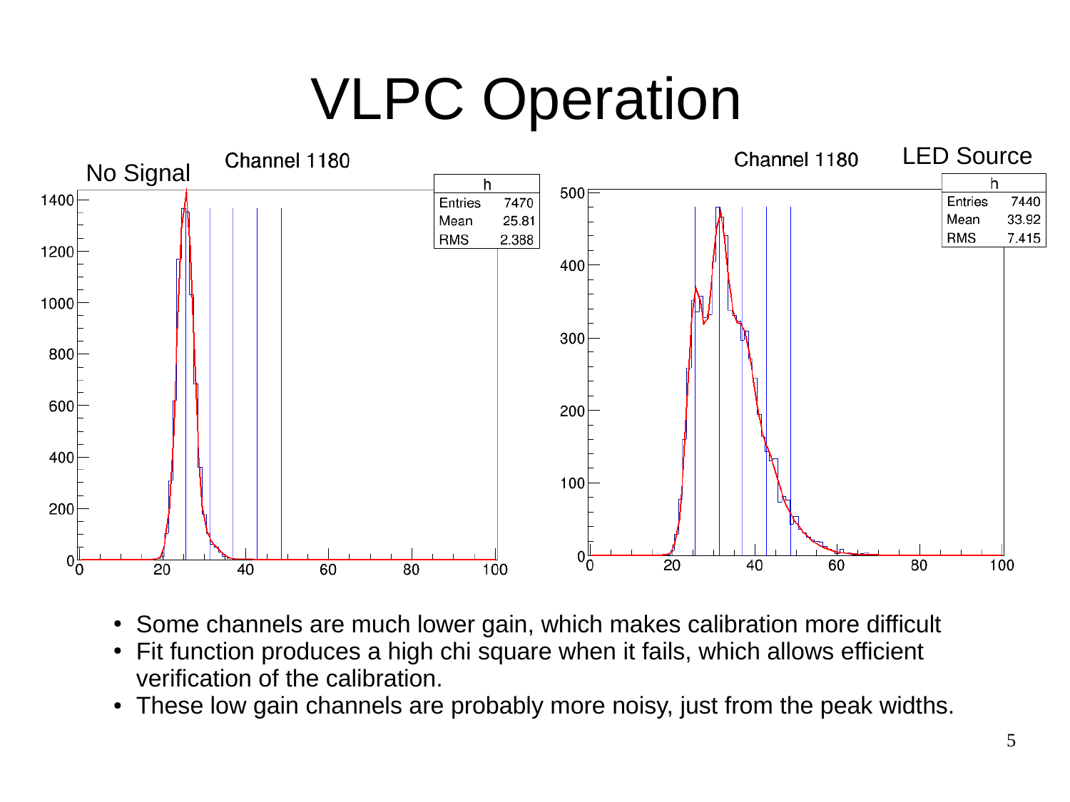# VLPC Operation

No Signal

Channel 1180

| h | |
|---|---|
| Entries | 7470 |
| Mean | 25.81 |
| RMS | 2.388 |

LED Source

Channel 1180

| h | |
|---|---|
| Entries | 7440 |
| Mean | 33.92 |
| RMS | 7.415 |

- Some channels are much lower gain, which makes calibration more difficult
- Fit function produces a high chi square when it fails, which allows efficient verification of the calibration.
- These low gain channels are probably more noisy, just from the peak widths.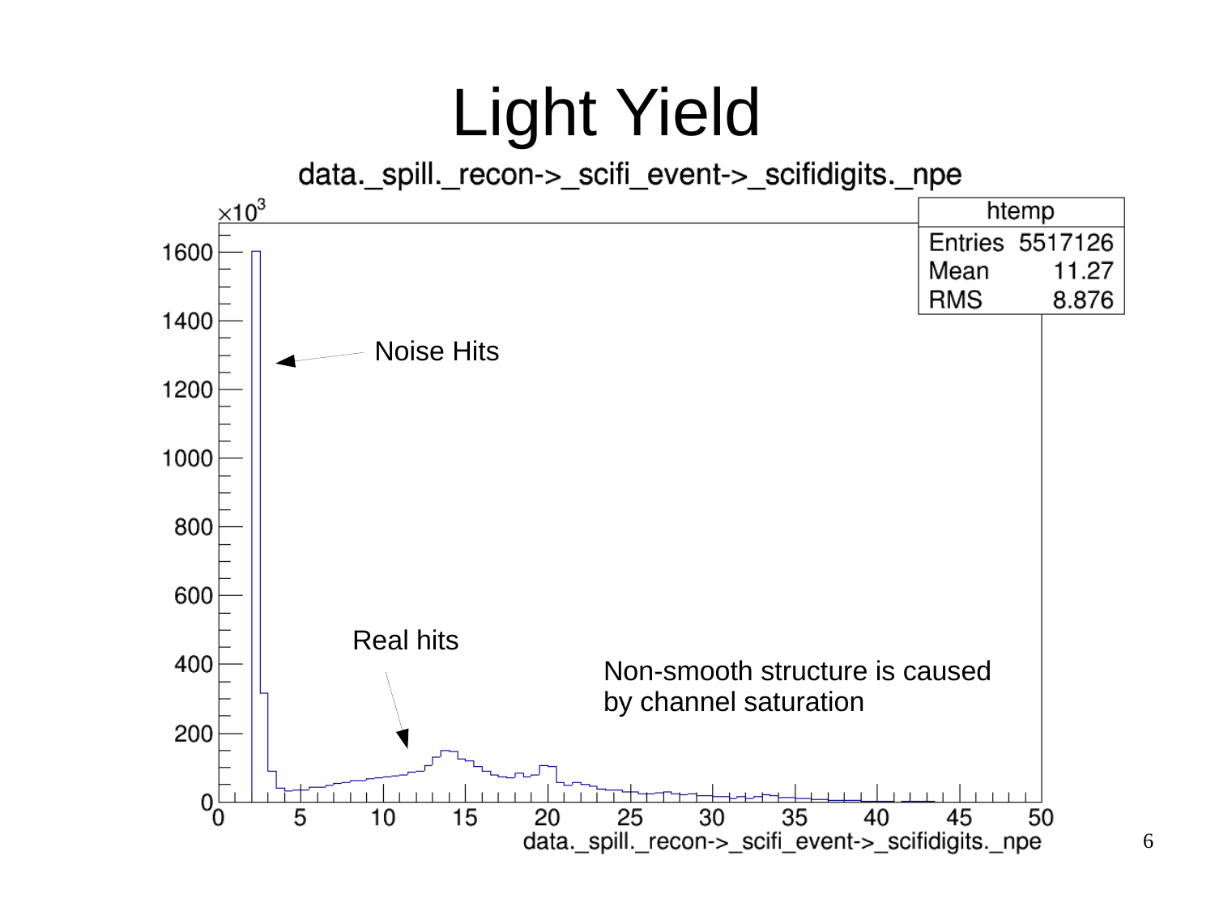# Light Yield

data._spill._recon->_scifi_event->_scifidigits._npe

| htemp | |
|---|---|
| Entries | 5517126 |
| Mean | 11.27 |
| RMS | 8.876 |

Noise Hits

Real hits

Non-smooth structure is caused by channel saturation

data._spill._recon->_scifi_event->_scifidigits._npe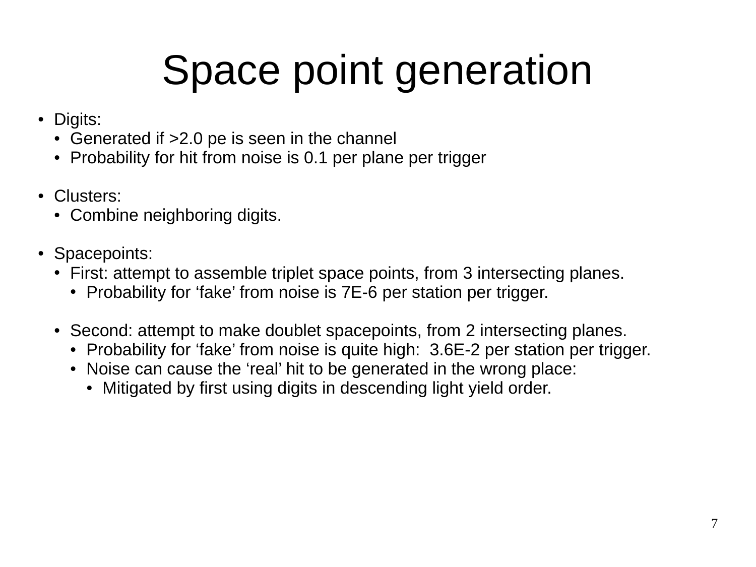# Space point generation

- Digits:
  - Generated if >2.0 pe is seen in the channel
  - Probability for hit from noise is 0.1 per plane per trigger

- Clusters:
  - Combine neighboring digits.

- Spacepoints:
  - First: attempt to assemble triplet space points, from 3 intersecting planes.
    - Probability for ‘fake’ from noise is 7E-6 per station per trigger.

  - Second: attempt to make doublet spacepoints, from 2 intersecting planes.
    - Probability for ‘fake’ from noise is quite high: 3.6E-2 per station per trigger.
    - Noise can cause the ‘real’ hit to be generated in the wrong place:
      - Mitigated by first using digits in descending light yield order.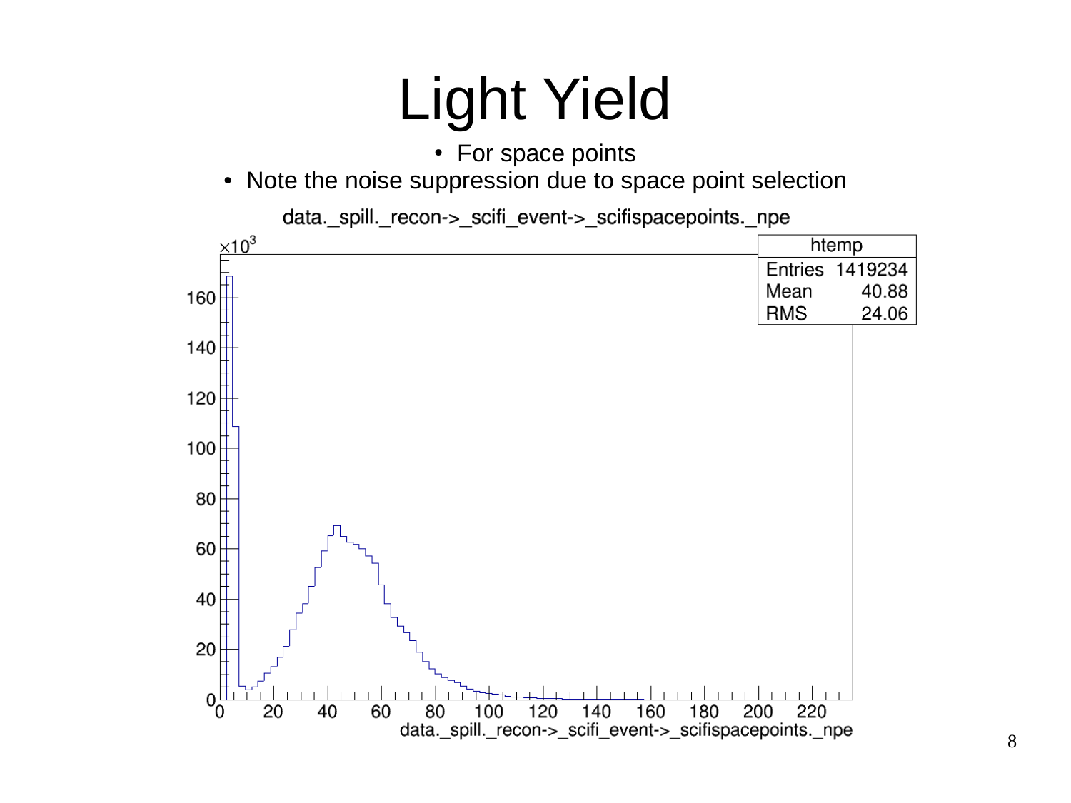# Light Yield

- For space points
- Note the noise suppression due to space point selection

data._spill._recon->_scifi_event->_scifispacepoints._npe

| htemp | |
|---|---|
| Entries | 1419234 |
| Mean | 40.88 |
| RMS | 24.06 |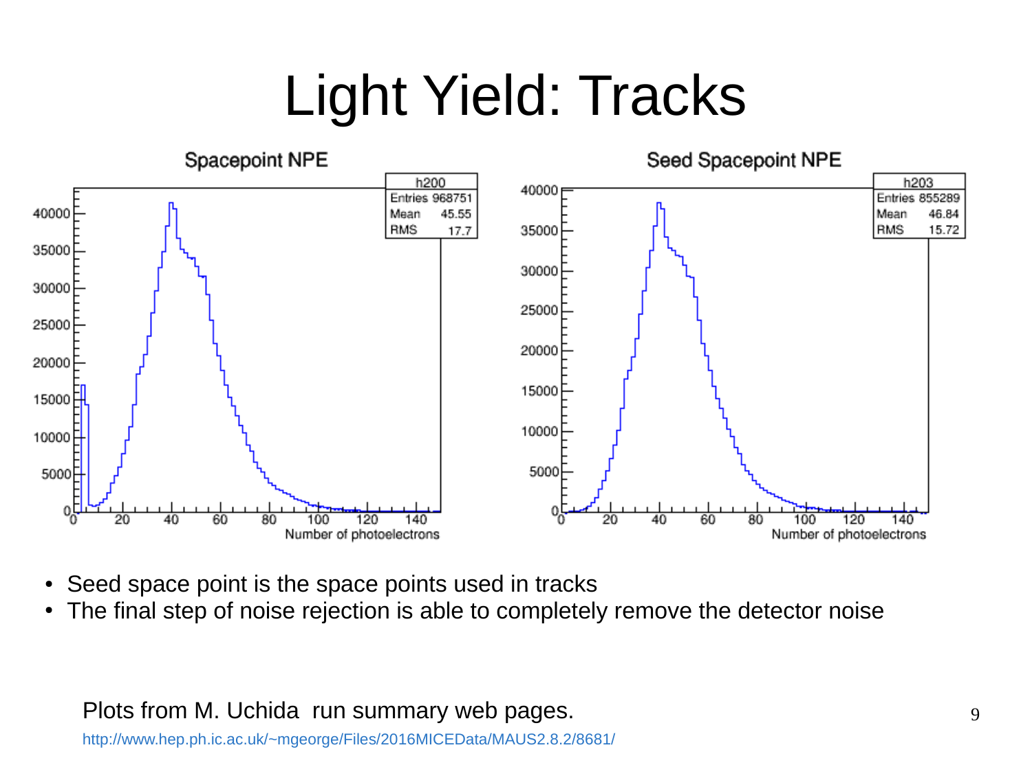# Light Yield: Tracks

Spacepoint NPE

| h200 | |
|---|---|
| Entries | 968751 |
| Mean | 45.55 |
| RMS | 17.7 |

Seed Spacepoint NPE

| h203 | |
|---|---|
| Entries | 855289 |
| Mean | 46.84 |
| RMS | 15.72 |

- Seed space point is the space points used in tracks
- The final step of noise rejection is able to completely remove the detector noise

Plots from M. Uchida run summary web pages.

http://www.hep.ph.ic.ac.uk/~mgeorge/Files/2016MICEData/MAUS2.8.2/8681/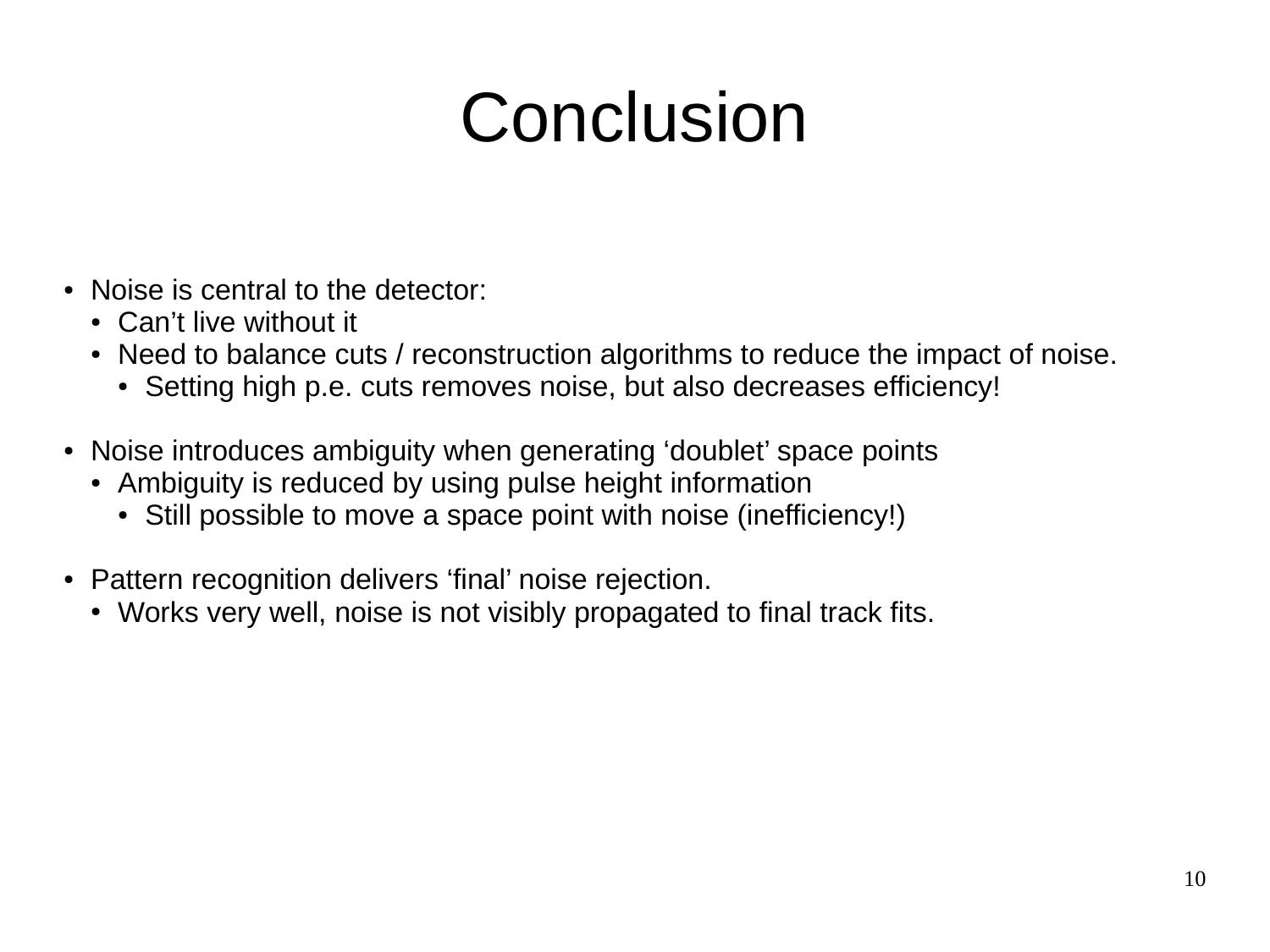# Conclusion

- Noise is central to the detector:
  - Can't live without it
  - Need to balance cuts / reconstruction algorithms to reduce the impact of noise.
    - Setting high p.e. cuts removes noise, but also decreases efficiency!

- Noise introduces ambiguity when generating 'doublet' space points
  - Ambiguity is reduced by using pulse height information
    - Still possible to move a space point with noise (inefficiency!)

- Pattern recognition delivers 'final' noise rejection.
  - Works very well, noise is not visibly propagated to final track fits.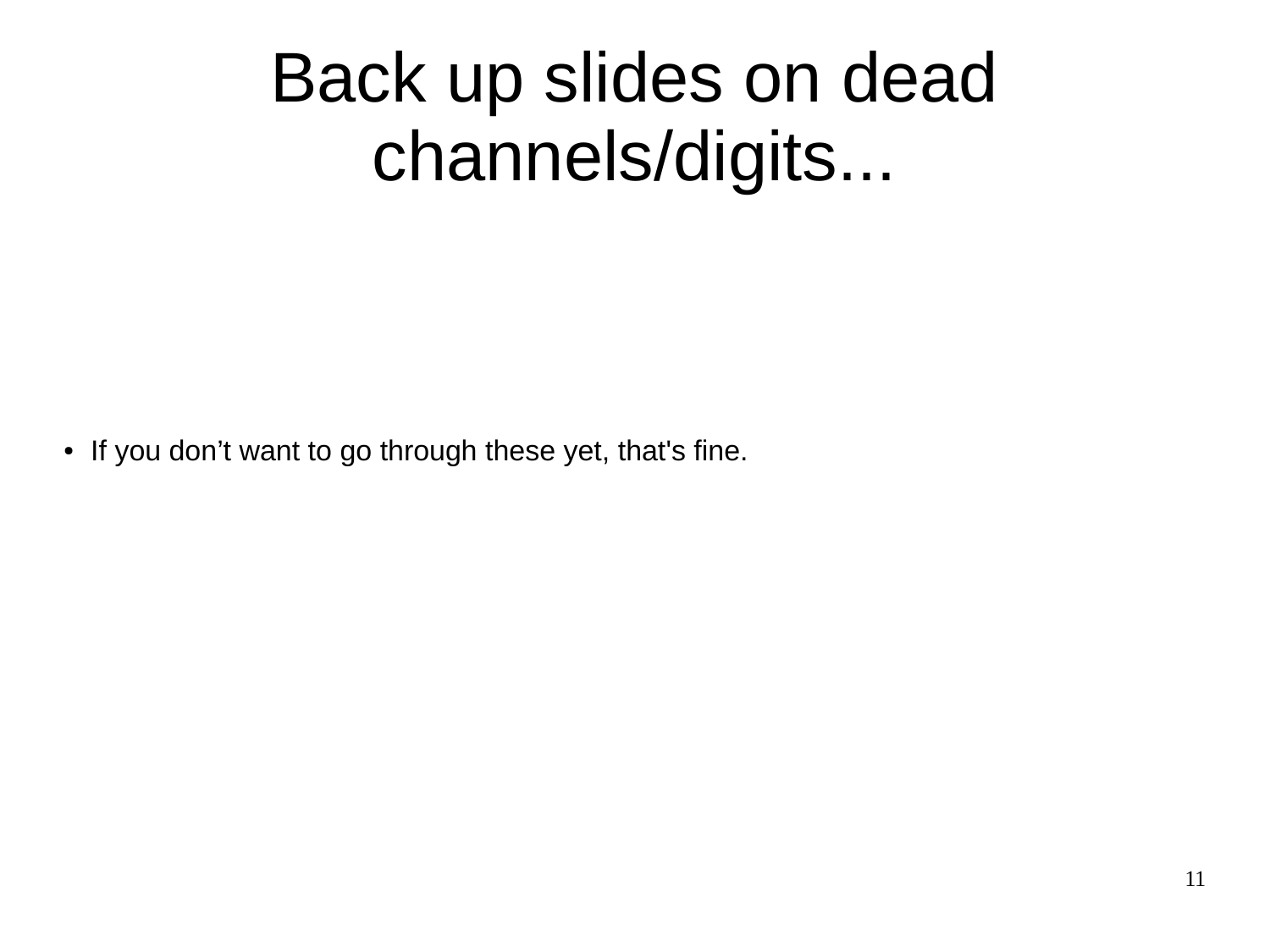# Back up slides on dead channels/digits...

- If you don’t want to go through these yet, that's fine.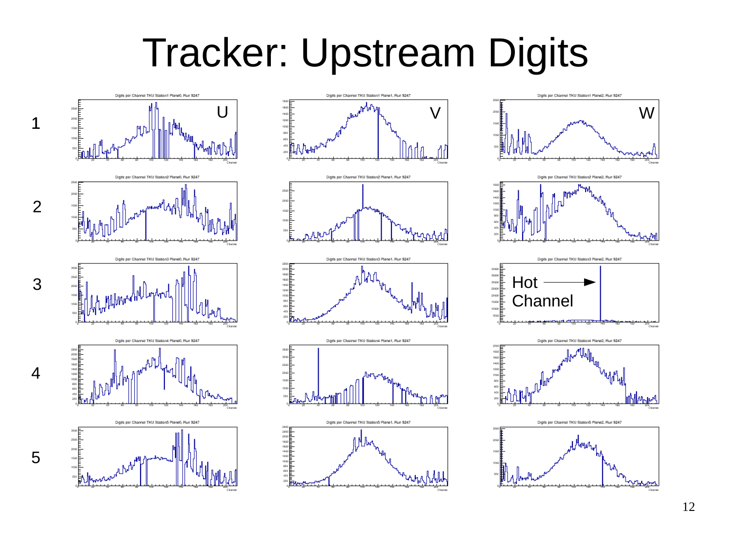# Tracker: Upstream Digits

Digits per Channel TKU Station1 Plane0, Run 9247

Digits per Channel TKU Station1 Plane1, Run 9247

Digits per Channel TKU Station1 Plane2, Run 9247

Digits per Channel TKU Station2 Plane0, Run 9247

Digits per Channel TKU Station2 Plane1, Run 9247

Digits per Channel TKU Station2 Plane2, Run 9247

Digits per Channel TKU Station3 Plane0, Run 9247

Digits per Channel TKU Station3 Plane1, Run 9247

Digits per Channel TKU Station3 Plane2, Run 9247

Digits per Channel TKU Station4 Plane0, Run 9247

Digits per Channel TKU Station4 Plane1, Run 9247

Digits per Channel TKU Station4 Plane2, Run 9247

Digits per Channel TKU Station5 Plane0, Run 9247

Digits per Channel TKU Station5 Plane1, Run 9247

Digits per Channel TKU Station5 Plane2, Run 9247

U V W

1 2 3 4 5

Hot Channel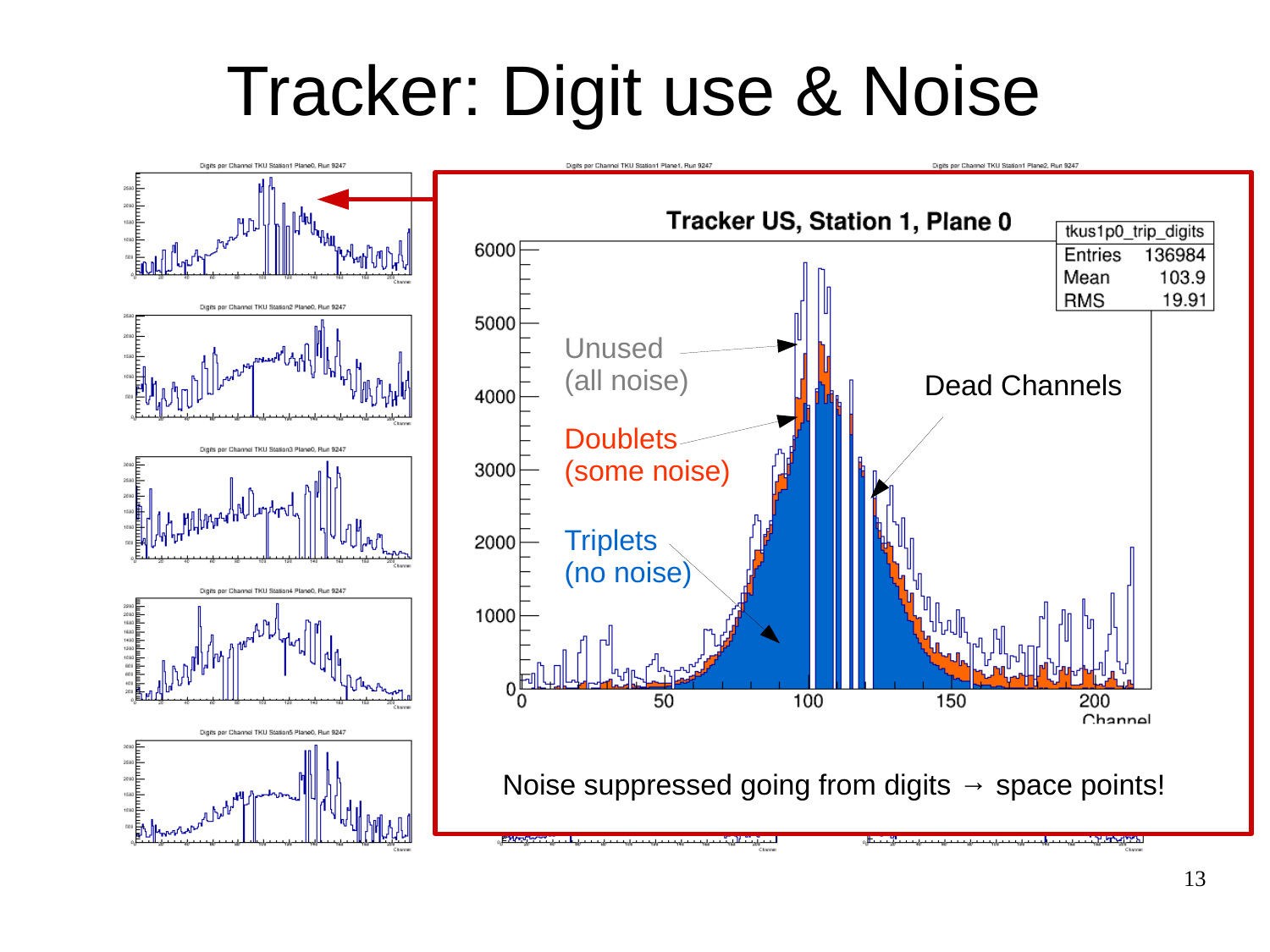# Tracker: Digit use & Noise

Tracker US, Station 1, Plane 0

| tkus1p0_trip_digits | |
|---|---|
| Entries | 136984 |
| Mean | 103.9 |
| RMS | 19.91 |

Unused (all noise)

Doublets (some noise)

Triplets (no noise)

Dead Channels

Noise suppressed going from digits → space points!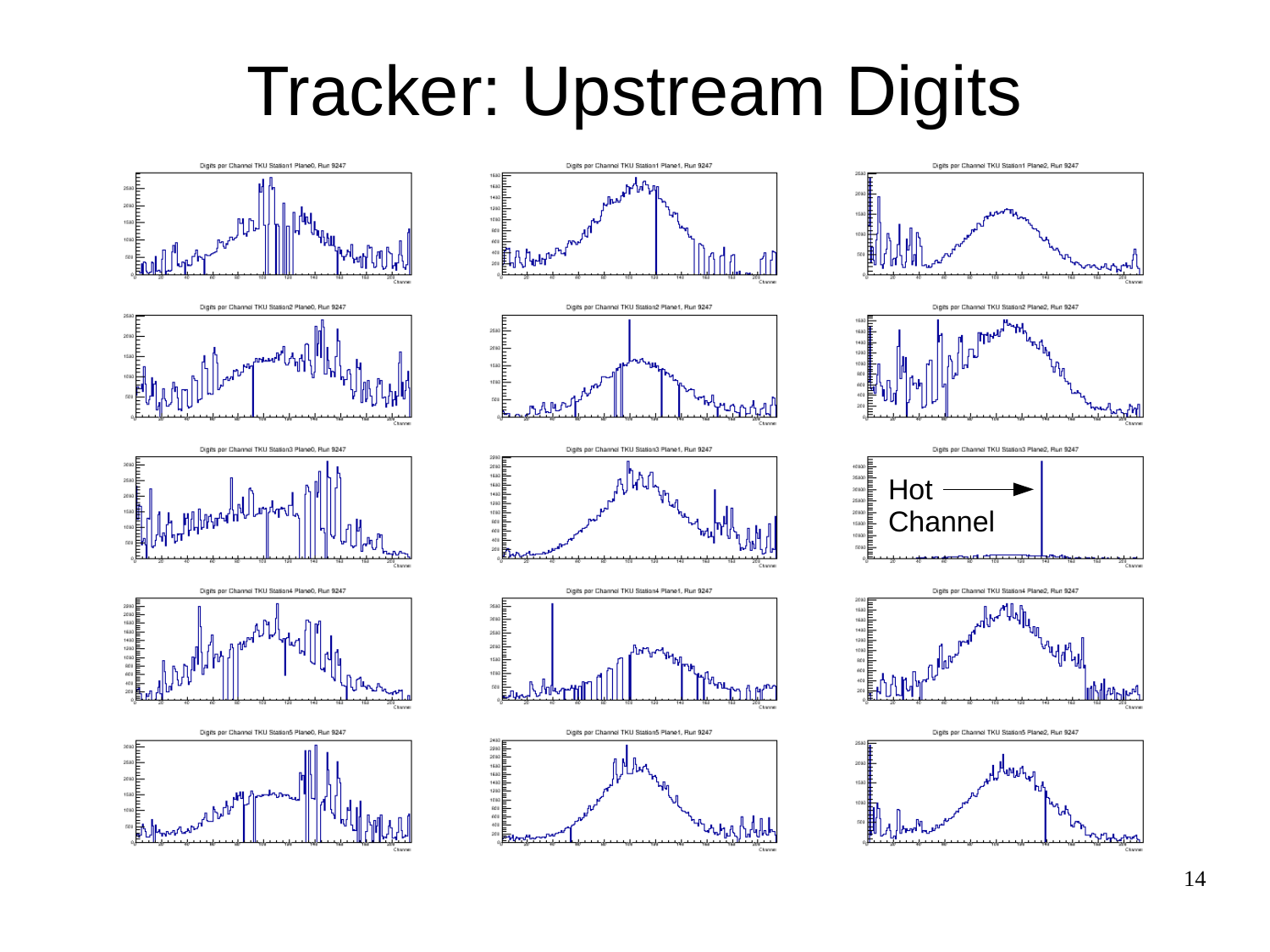# Tracker: Upstream Digits

Digits per Channel TKU Station1 Plane0, Run 9247

Digits per Channel TKU Station1 Plane1, Run 9247

Digits per Channel TKU Station1 Plane2, Run 9247

Digits per Channel TKU Station2 Plane0, Run 9247

Digits per Channel TKU Station2 Plane1, Run 9247

Digits per Channel TKU Station2 Plane2, Run 9247

Digits per Channel TKU Station3 Plane0, Run 9247

Digits per Channel TKU Station3 Plane1, Run 9247

Digits per Channel TKU Station3 Plane2, Run 9247

Hot Channel

Digits per Channel TKU Station4 Plane0, Run 9247

Digits per Channel TKU Station4 Plane1, Run 9247

Digits per Channel TKU Station4 Plane2, Run 9247

Digits per Channel TKU Station5 Plane0, Run 9247

Digits per Channel TKU Station5 Plane1, Run 9247

Digits per Channel TKU Station5 Plane2, Run 9247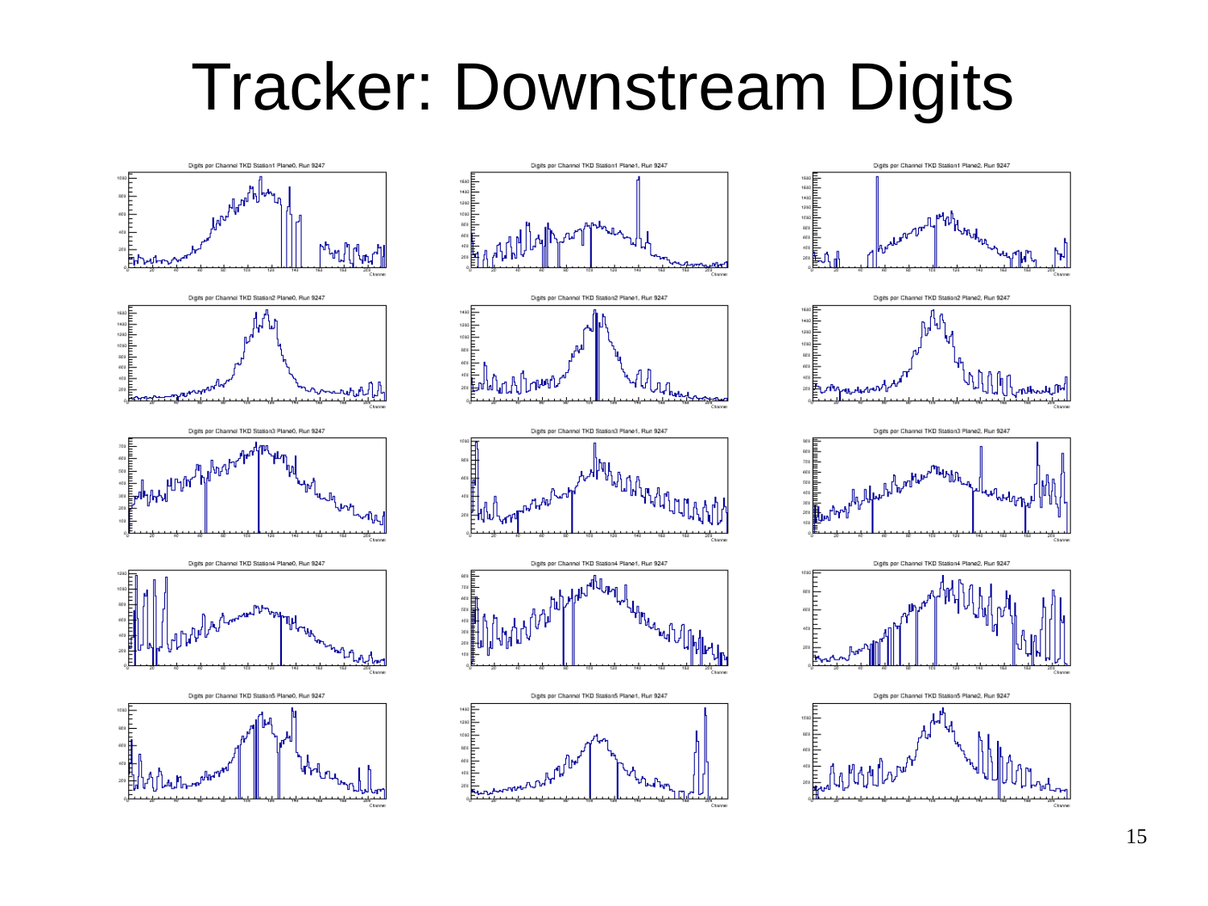# Tracker: Downstream Digits

Digits per Channel TKD Station1 Plane0, Run 9247

Digits per Channel TKD Station1 Plane1, Run 9247

Digits per Channel TKD Station1 Plane2, Run 9247

Digits per Channel TKD Station2 Plane0, Run 9247

Digits per Channel TKD Station2 Plane1, Run 9247

Digits per Channel TKD Station2 Plane2, Run 9247

Digits per Channel TKD Station3 Plane0, Run 9247

Digits per Channel TKD Station3 Plane1, Run 9247

Digits per Channel TKD Station3 Plane2, Run 9247

Digits per Channel TKD Station4 Plane0, Run 9247

Digits per Channel TKD Station4 Plane1, Run 9247

Digits per Channel TKD Station4 Plane2, Run 9247

Digits per Channel TKD Station5 Plane0, Run 9247

Digits per Channel TKD Station5 Plane1, Run 9247

Digits per Channel TKD Station5 Plane2, Run 9247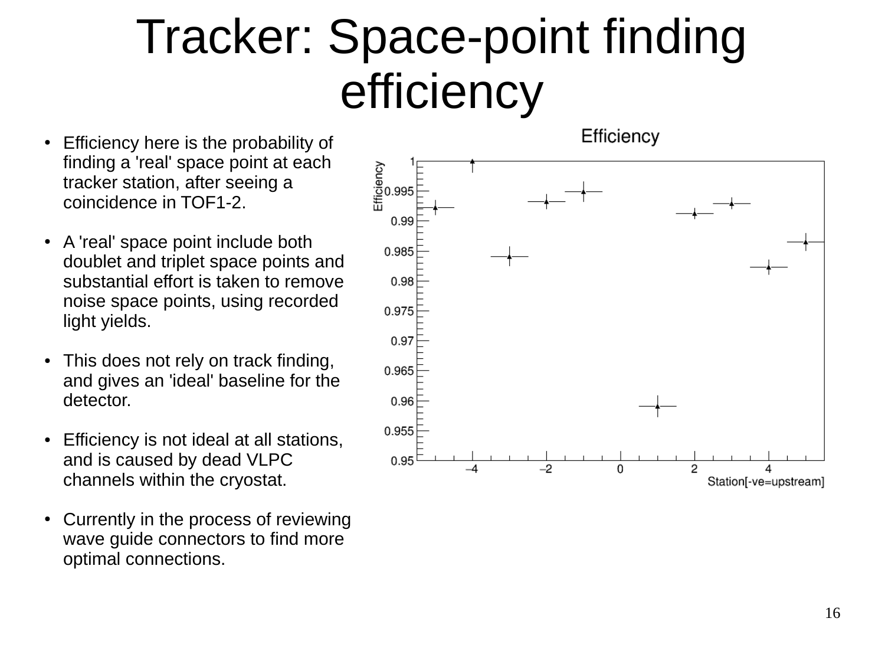# Tracker: Space-point finding efficiency

- Efficiency here is the probability of finding a 'real' space point at each tracker station, after seeing a coincidence in TOF1-2.
- A 'real' space point include both doublet and triplet space points and substantial effort is taken to remove noise space points, using recorded light yields.
- This does not rely on track finding, and gives an 'ideal' baseline for the detector.
- Efficiency is not ideal at all stations, and is caused by dead VLPC channels within the cryostat.
- Currently in the process of reviewing wave guide connectors to find more optimal connections.

Efficiency

Efficiency

1
0.995
0.99
0.985
0.98
0.975
0.97
0.965
0.96
0.955
0.95

−4
−2
0
2
4

Station[-ve=upstream]